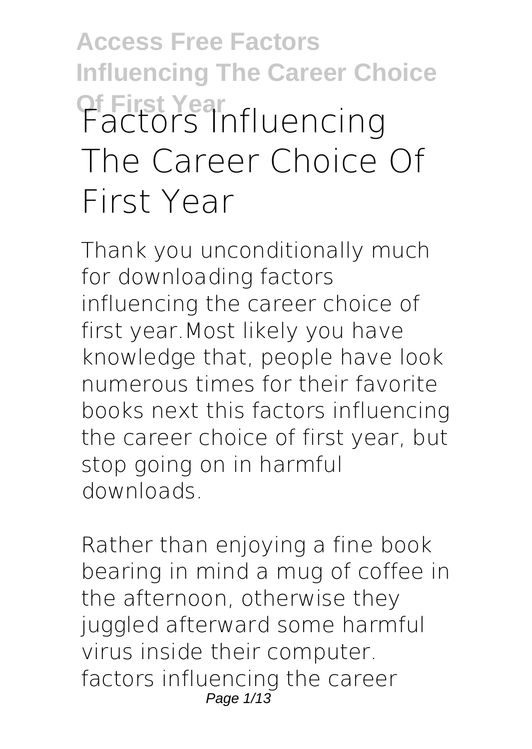# Factors Influencing The Career Choice Of First Year

Thank you unconditionally much for downloading factors influencing the career choice of first year.Most likely you have knowledge that, people have look numerous times for their favorite books next this factors influencing the career choice of first year, but stop going on in harmful downloads.

Rather than enjoying a fine book bearing in mind a mug of coffee in the afternoon, otherwise they juggled afterward some harmful virus inside their computer. factors influencing the career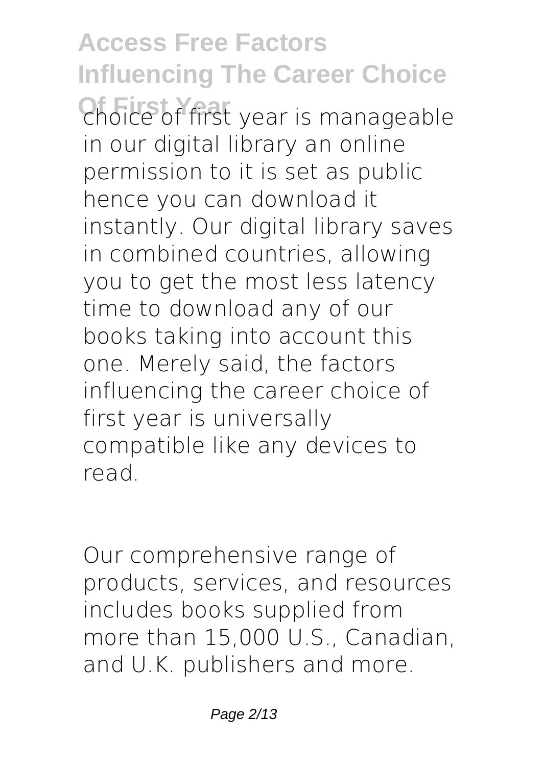choice of first year is manageable in our digital library an online permission to it is set as public hence you can download it instantly. Our digital library saves in combined countries, allowing you to get the most less latency time to download any of our books taking into account this one. Merely said, the factors influencing the career choice of first year is universally compatible like any devices to read.

Our comprehensive range of products, services, and resources includes books supplied from more than 15,000 U.S., Canadian, and U.K. publishers and more.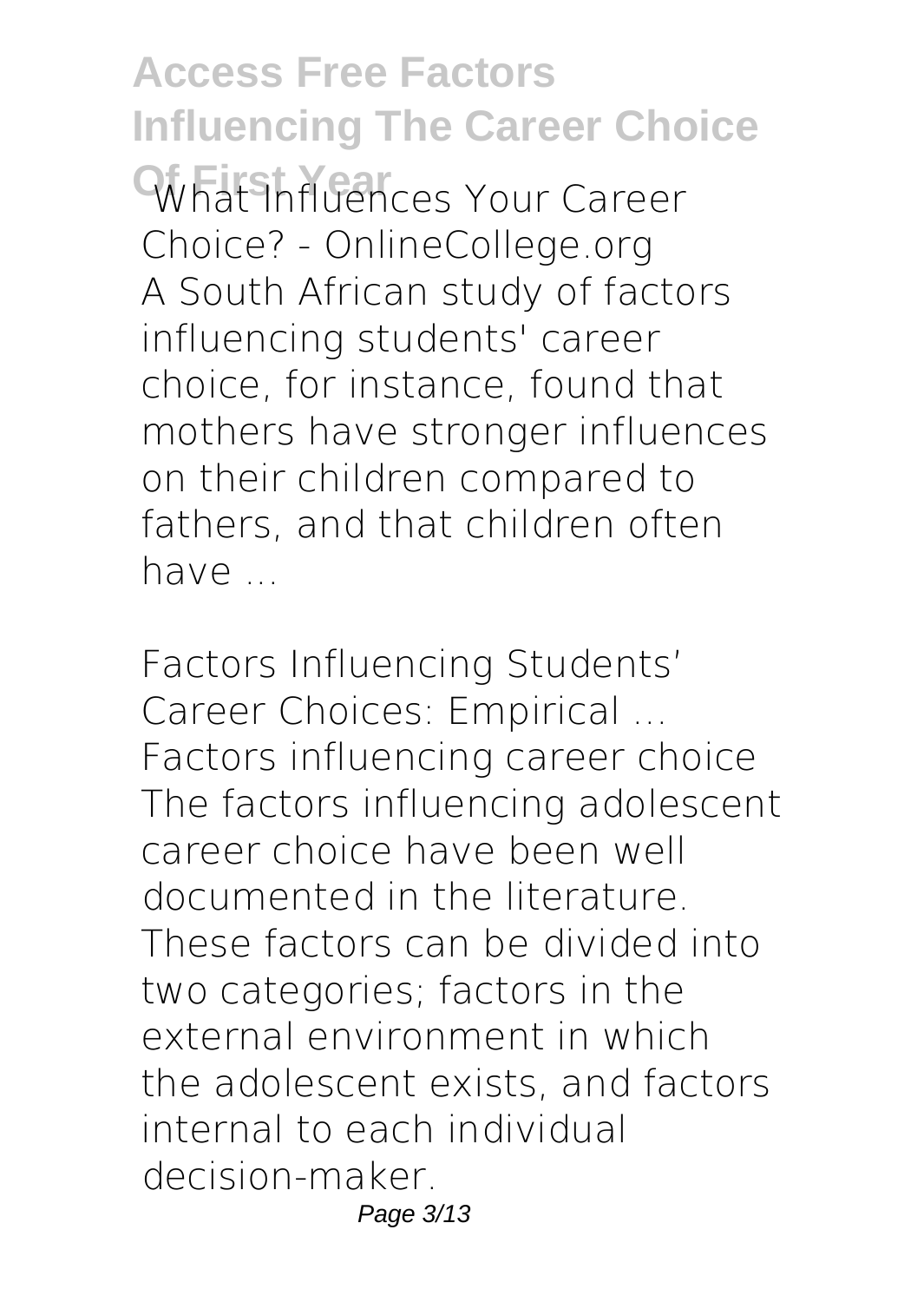**What Influences Your Career Choice? - OnlineCollege.org**

A South African study of factors influencing students' career choice, for instance, found that mothers have stronger influences on their children compared to fathers, and that children often have ...

**Factors Influencing Students' Career Choices: Empirical ...**

Factors influencing career choice The factors influencing adolescent career choice have been well documented in the literature. These factors can be divided into two categories; factors in the external environment in which the adolescent exists, and factors internal to each individual decision-maker.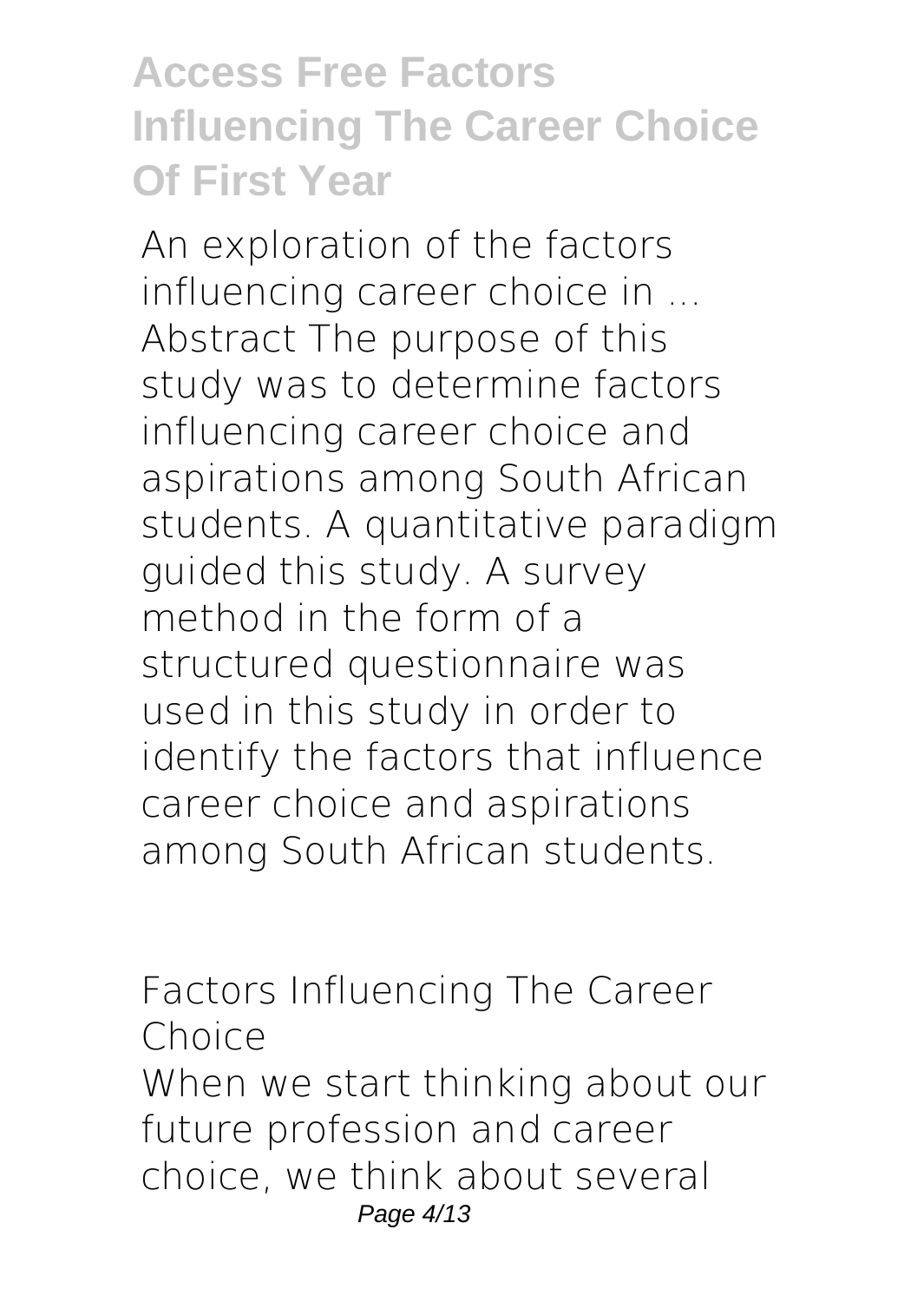## An exploration of the factors influencing career choice in ...

Abstract The purpose of this study was to determine factors influencing career choice and aspirations among South African students. A quantitative paradigm guided this study. A survey method in the form of a structured questionnaire was used in this study in order to identify the factors that influence career choice and aspirations among South African students.

## Factors Influencing The Career Choice

When we start thinking about our future profession and career choice, we think about several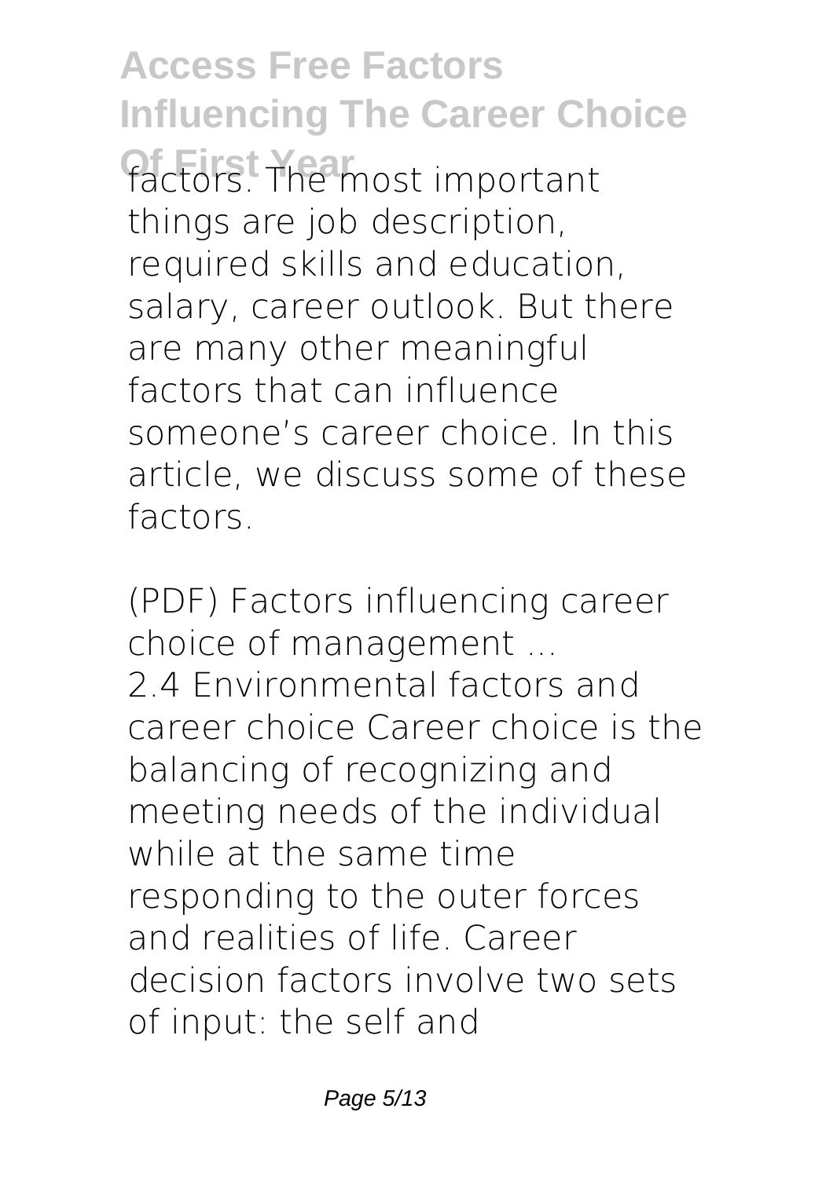factors. The most important things are job description, required skills and education, salary, career outlook. But there are many other meaningful factors that can influence someone's career choice. In this article, we discuss some of these factors.

**(PDF) Factors influencing career choice of management ...**

2.4 Environmental factors and career choice Career choice is the balancing of recognizing and meeting needs of the individual while at the same time responding to the outer forces and realities of life. Career decision factors involve two sets of input: the self and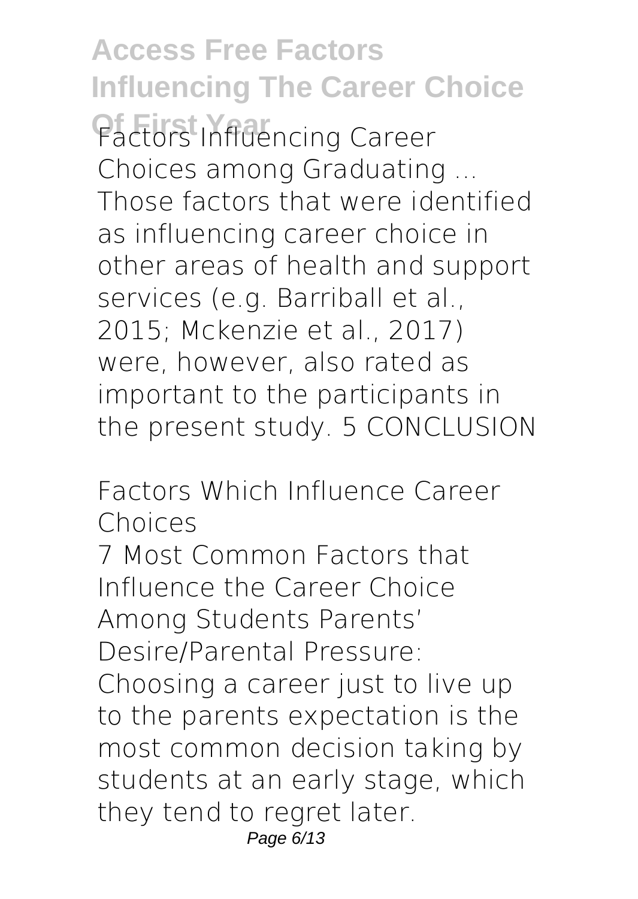Factors Influencing Career Choices among Graduating ...
Those factors that were identified as influencing career choice in other areas of health and support services (e.g. Barriball et al., 2015; Mckenzie et al., 2017) were, however, also rated as important to the participants in the present study. 5 CONCLUSION

Factors Which Influence Career Choices

7 Most Common Factors that Influence the Career Choice Among Students Parents' Desire/Parental Pressure: Choosing a career just to live up to the parents expectation is the most common decision taking by students at an early stage, which they tend to regret later.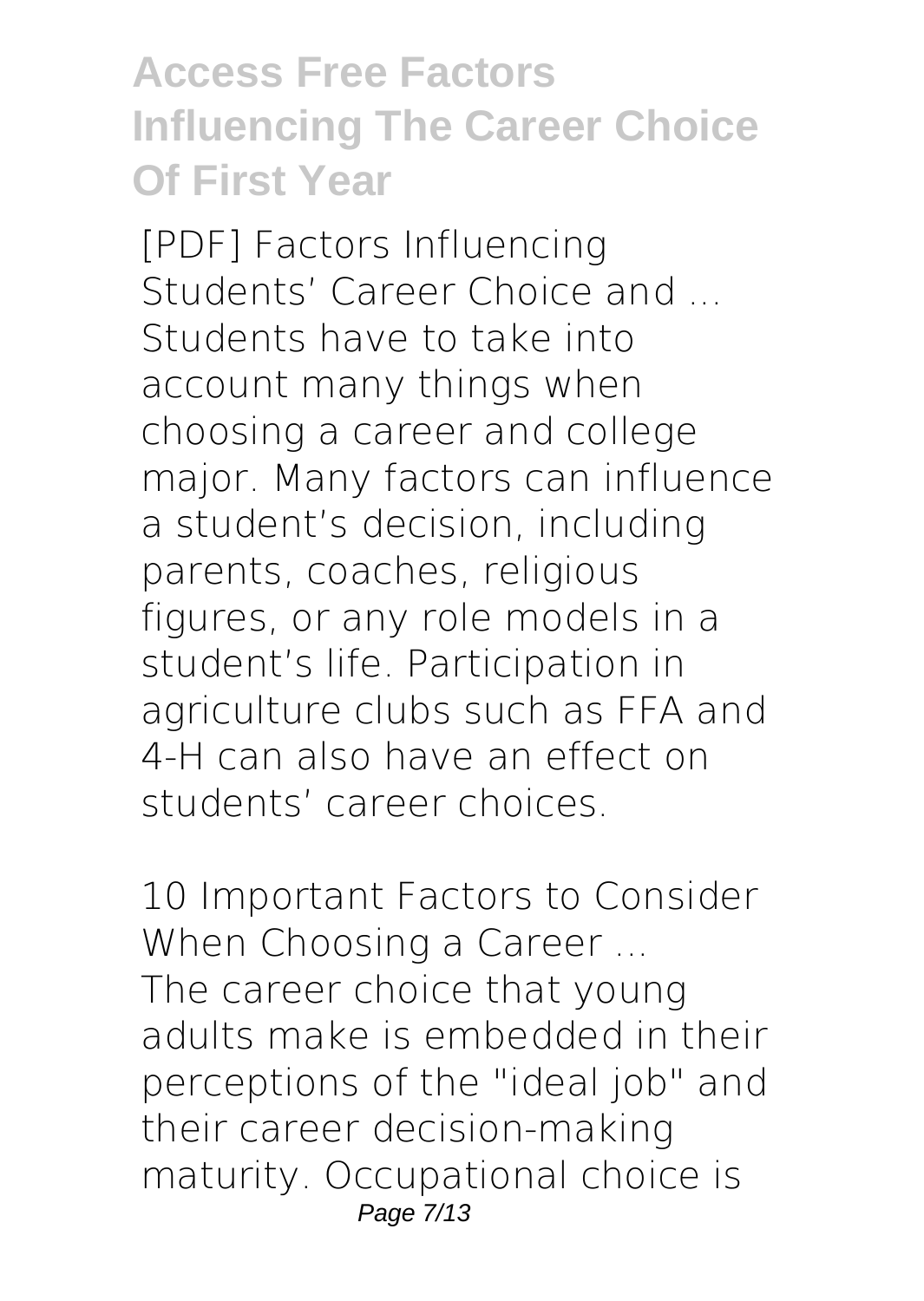**[PDF] Factors Influencing Students' Career Choice and ...**

Students have to take into account many things when choosing a career and college major. Many factors can influence a student's decision, including parents, coaches, religious figures, or any role models in a student's life. Participation in agriculture clubs such as FFA and 4-H can also have an effect on students' career choices.

**10 Important Factors to Consider When Choosing a Career ...**

The career choice that young adults make is embedded in their perceptions of the "ideal job" and their career decision-making maturity. Occupational choice is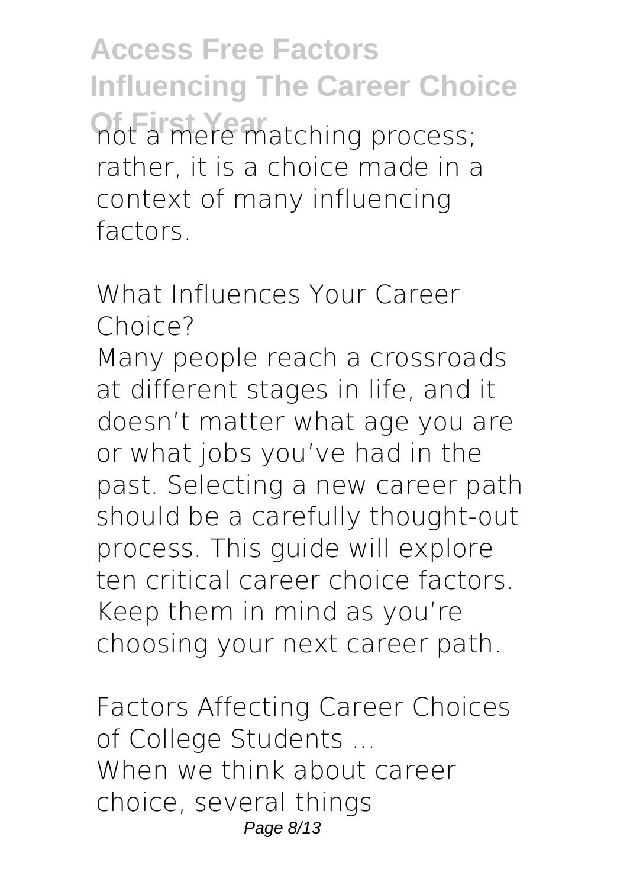not a mere matching process; rather, it is a choice made in a context of many influencing factors.

**What Influences Your Career Choice?**

Many people reach a crossroads at different stages in life, and it doesn’t matter what age you are or what jobs you’ve had in the past. Selecting a new career path should be a carefully thought-out process. This guide will explore ten critical career choice factors. Keep them in mind as you’re choosing your next career path.

**Factors Affecting Career Choices of College Students ...**

When we think about career choice, several things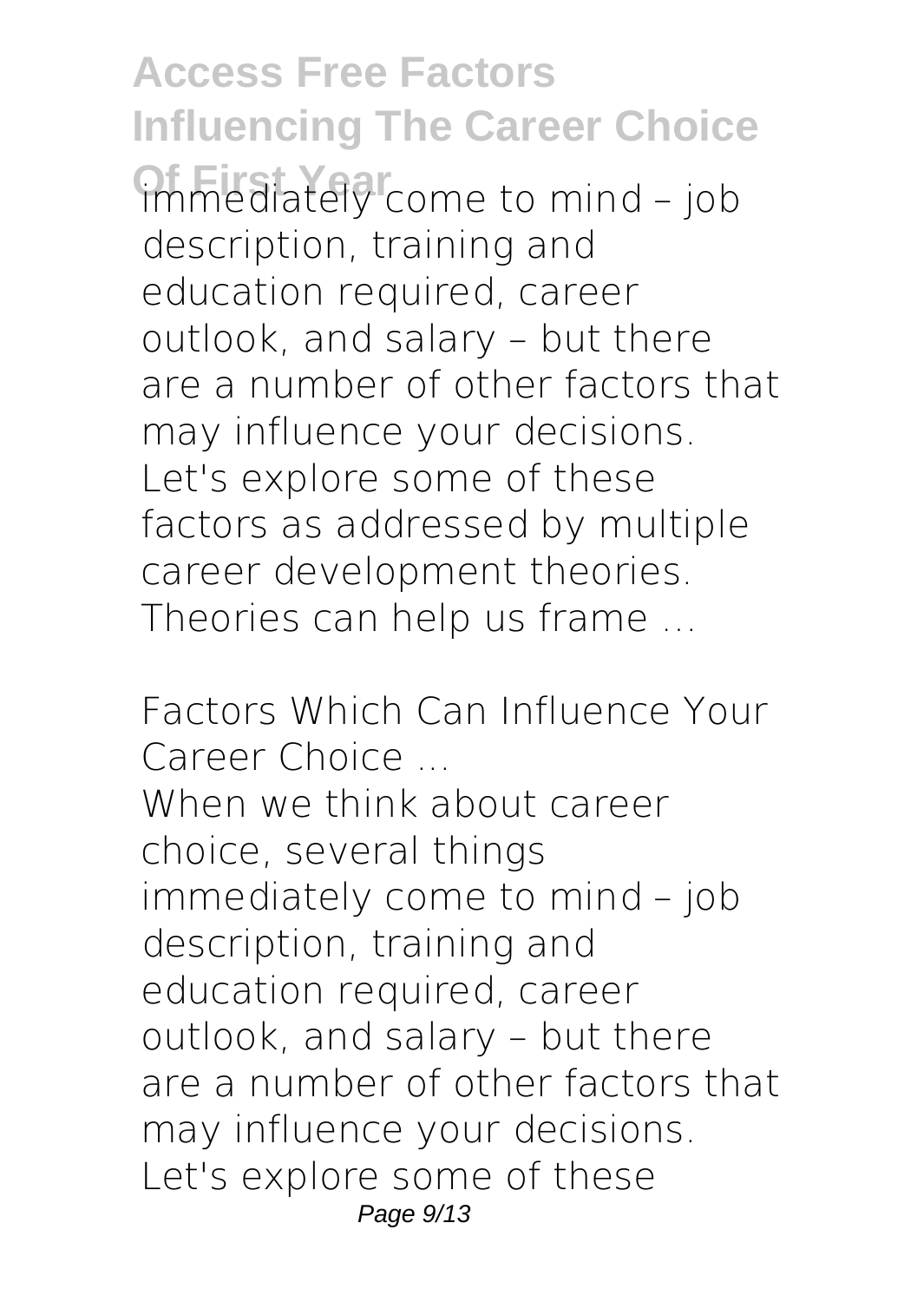immediately come to mind – job description, training and education required, career outlook, and salary – but there are a number of other factors that may influence your decisions. Let's explore some of these factors as addressed by multiple career development theories. Theories can help us frame ...

**Factors Which Can Influence Your Career Choice ...**

When we think about career choice, several things immediately come to mind – job description, training and education required, career outlook, and salary – but there are a number of other factors that may influence your decisions. Let's explore some of these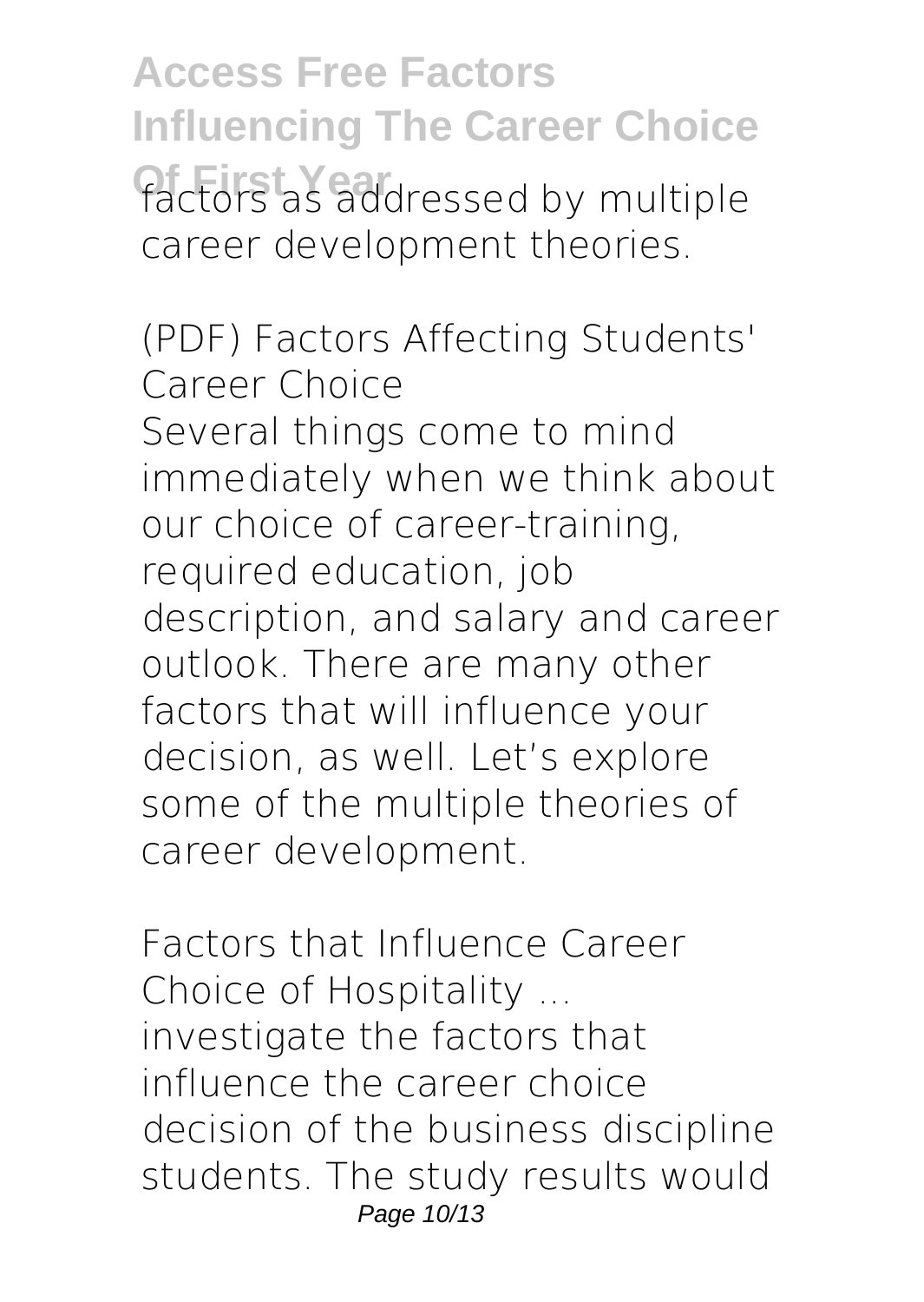factors as addressed by multiple career development theories.

**(PDF) Factors Affecting Students' Career Choice**

Several things come to mind immediately when we think about our choice of career-training, required education, job description, and salary and career outlook. There are many other factors that will influence your decision, as well. Let's explore some of the multiple theories of career development.

**Factors that Influence Career Choice of Hospitality ...**

investigate the factors that influence the career choice decision of the business discipline students. The study results would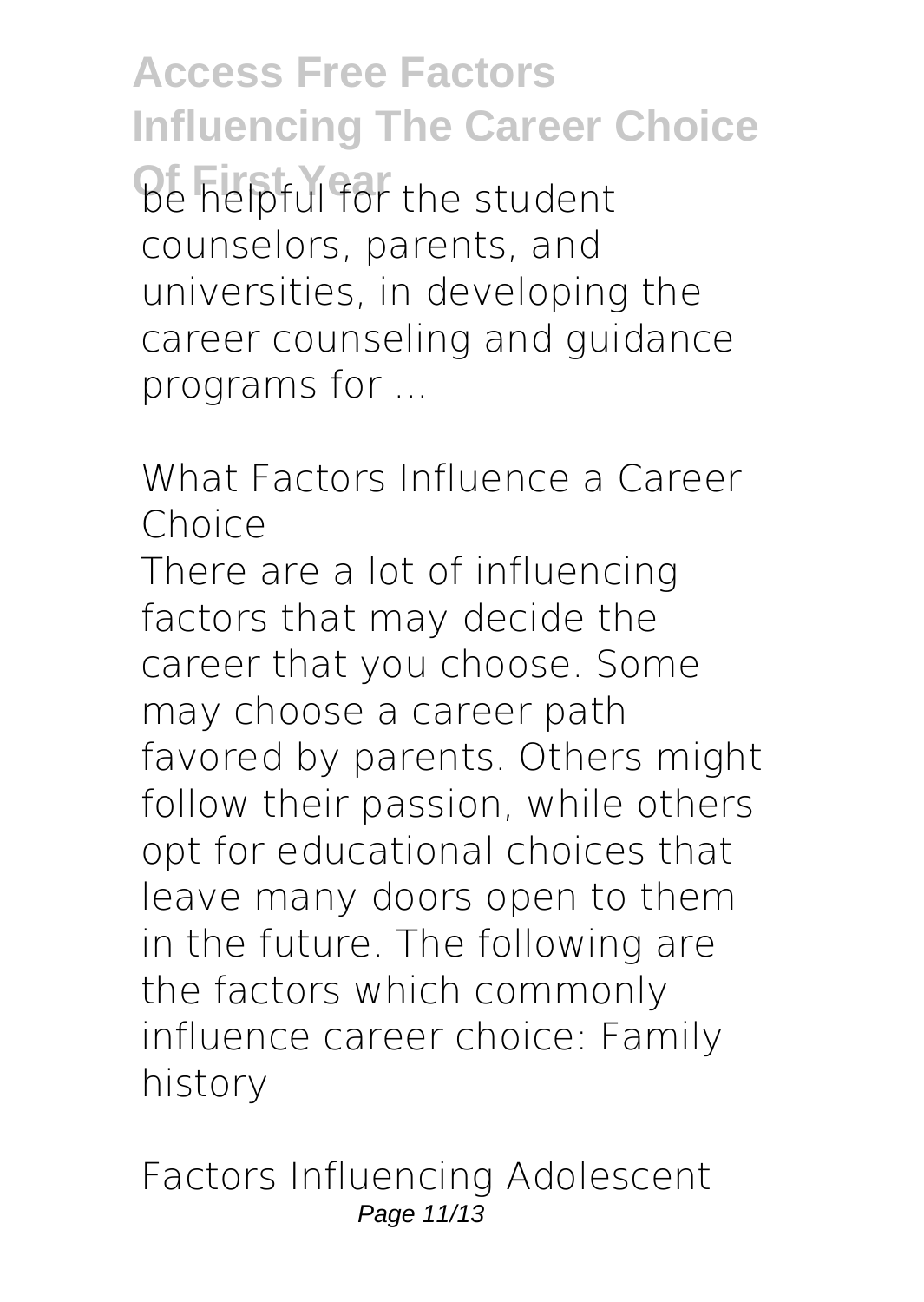be helpful for the student counselors, parents, and universities, in developing the career counseling and guidance programs for ...

## What Factors Influence a Career Choice

There are a lot of influencing factors that may decide the career that you choose. Some may choose a career path favored by parents. Others might follow their passion, while others opt for educational choices that leave many doors open to them in the future. The following are the factors which commonly influence career choice: Family history

## Factors Influencing Adolescent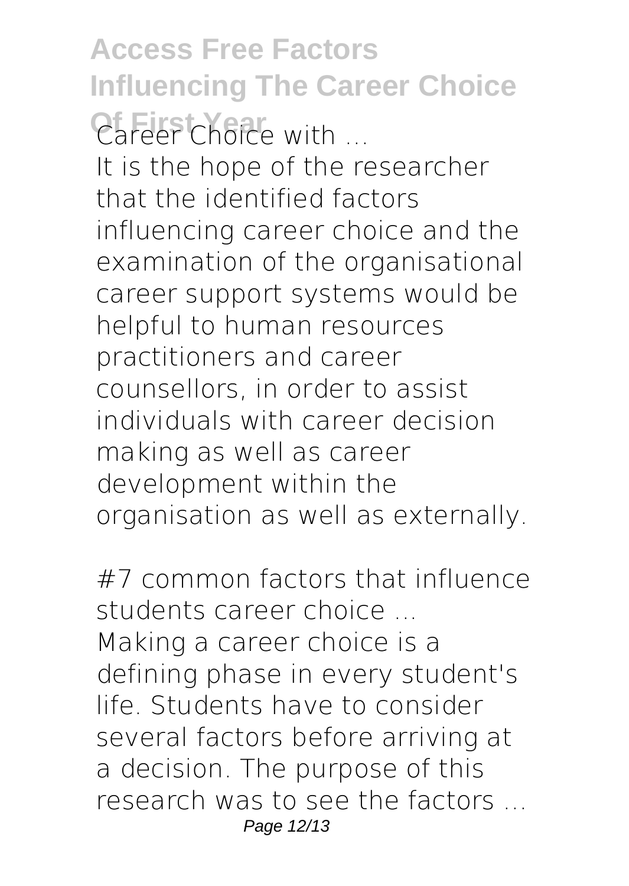*Career Choice with ...*

It is the hope of the researcher that the identified factors influencing career choice and the examination of the organisational career support systems would be helpful to human resources practitioners and career counsellors, in order to assist individuals with career decision making as well as career development within the organisation as well as externally.

*#7 common factors that influence students career choice ...*

Making a career choice is a defining phase in every student's life. Students have to consider several factors before arriving at a decision. The purpose of this research was to see the factors ...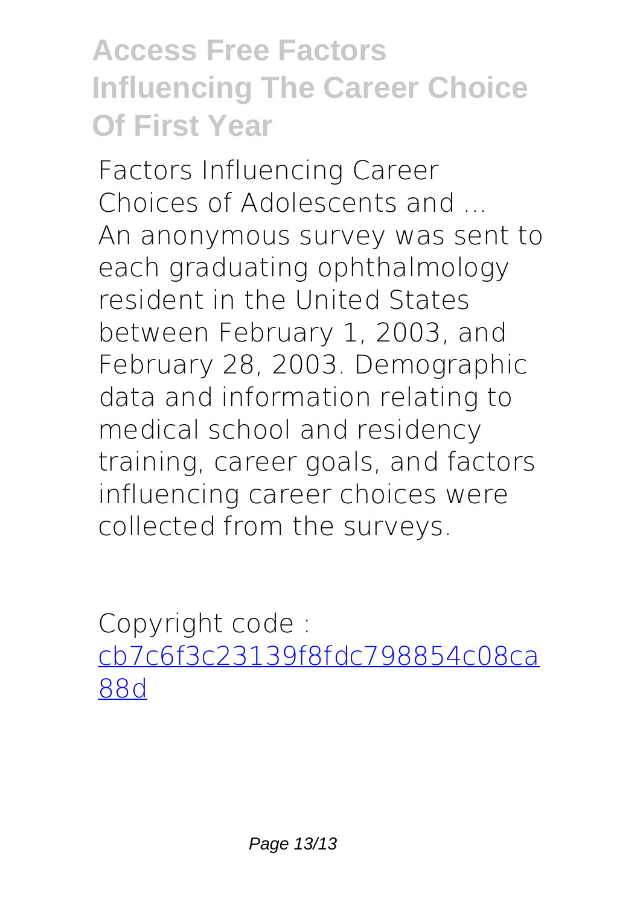**Factors Influencing Career Choices of Adolescents and ...**

An anonymous survey was sent to each graduating ophthalmology resident in the United States between February 1, 2003, and February 28, 2003. Demographic data and information relating to medical school and residency training, career goals, and factors influencing career choices were collected from the surveys.

Copyright code : cb7c6f3c23139f8fdc798854c08ca88d